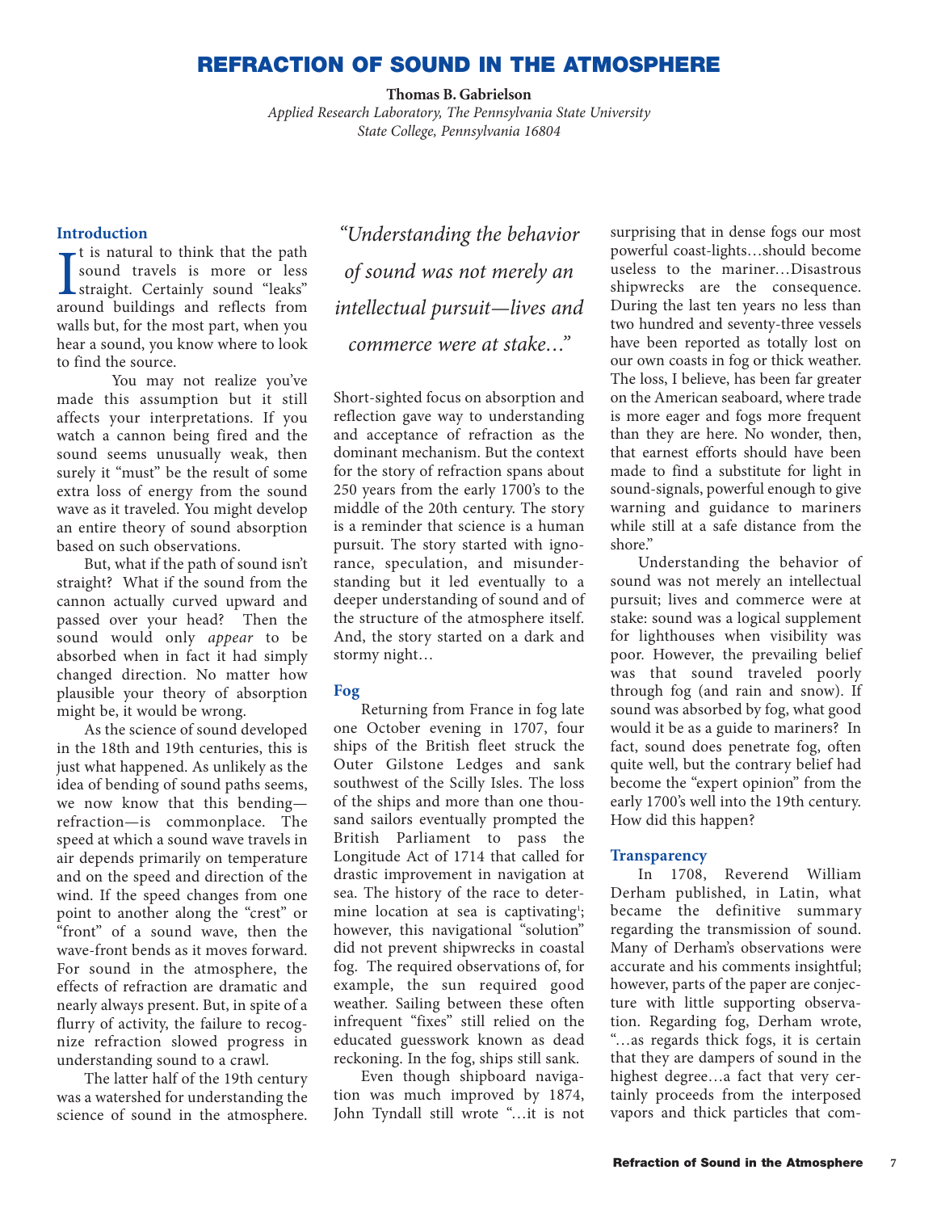# REFRACTION OF SOUND IN THE ATMOSPHERE

**Thomas B. Gabrielson**

*Applied Research Laboratory, The Pennsylvania State University*
*State College, Pennsylvania 16804*

## Introduction

It is natural to think that the path sound travels is more or less straight. Certainly sound "leaks" around buildings and reflects from walls but, for the most part, when you hear a sound, you know where to look to find the source.

You may not realize you've made this assumption but it still affects your interpretations. If you watch a cannon being fired and the sound seems unusually weak, then surely it "must" be the result of some extra loss of energy from the sound wave as it traveled. You might develop an entire theory of sound absorption based on such observations.

But, what if the path of sound isn't straight? What if the sound from the cannon actually curved upward and passed over your head? Then the sound would only *appear* to be absorbed when in fact it had simply changed direction. No matter how plausible your theory of absorption might be, it would be wrong.

As the science of sound developed in the 18th and 19th centuries, this is just what happened. As unlikely as the idea of bending of sound paths seems, we now know that this bending—refraction—is commonplace. The speed at which a sound wave travels in air depends primarily on temperature and on the speed and direction of the wind. If the speed changes from one point to another along the "crest" or "front" of a sound wave, then the wave-front bends as it moves forward. For sound in the atmosphere, the effects of refraction are dramatic and nearly always present. But, in spite of a flurry of activity, the failure to recognize refraction slowed progress in understanding sound to a crawl.

The latter half of the 19th century was a watershed for understanding the science of sound in the atmosphere. Short-sighted focus on absorption and reflection gave way to understanding and acceptance of refraction as the dominant mechanism. But the context for the story of refraction spans about 250 years from the early 1700's to the middle of the 20th century. The story is a reminder that science is a human pursuit. The story started with ignorance, speculation, and misunderstanding but it led eventually to a deeper understanding of sound and of the structure of the atmosphere itself. And, the story started on a dark and stormy night…

> *"Understanding the behavior of sound was not merely an intellectual pursuit—lives and commerce were at stake…"*

## Fog

Returning from France in fog late one October evening in 1707, four ships of the British fleet struck the Outer Gilstone Ledges and sank southwest of the Scilly Isles. The loss of the ships and more than one thousand sailors eventually prompted the British Parliament to pass the Longitude Act of 1714 that called for drastic improvement in navigation at sea. The history of the race to determine location at sea is captivating[1]; however, this navigational "solution" did not prevent shipwrecks in coastal fog. The required observations of, for example, the sun required good weather. Sailing between these often infrequent "fixes" still relied on the educated guesswork known as dead reckoning. In the fog, ships still sank.

Even though shipboard navigation was much improved by 1874, John Tyndall still wrote "…it is not surprising that in dense fogs our most powerful coast-lights…should become useless to the mariner…Disastrous shipwrecks are the consequence. During the last ten years no less than two hundred and seventy-three vessels have been reported as totally lost on our own coasts in fog or thick weather. The loss, I believe, has been far greater on the American seaboard, where trade is more eager and fogs more frequent than they are here. No wonder, then, that earnest efforts should have been made to find a substitute for light in sound-signals, powerful enough to give warning and guidance to mariners while still at a safe distance from the shore."

Understanding the behavior of sound was not merely an intellectual pursuit; lives and commerce were at stake: sound was a logical supplement for lighthouses when visibility was poor. However, the prevailing belief was that sound traveled poorly through fog (and rain and snow). If sound was absorbed by fog, what good would it be as a guide to mariners? In fact, sound does penetrate fog, often quite well, but the contrary belief had become the "expert opinion" from the early 1700's well into the 19th century. How did this happen?

## Transparency

In 1708, Reverend William Derham published, in Latin, what became the definitive summary regarding the transmission of sound. Many of Derham's observations were accurate and his comments insightful; however, parts of the paper are conjecture with little supporting observation. Regarding fog, Derham wrote, "…as regards thick fogs, it is certain that they are dampers of sound in the highest degree…a fact that very certainly proceeds from the interposed vapors and thick particles that com-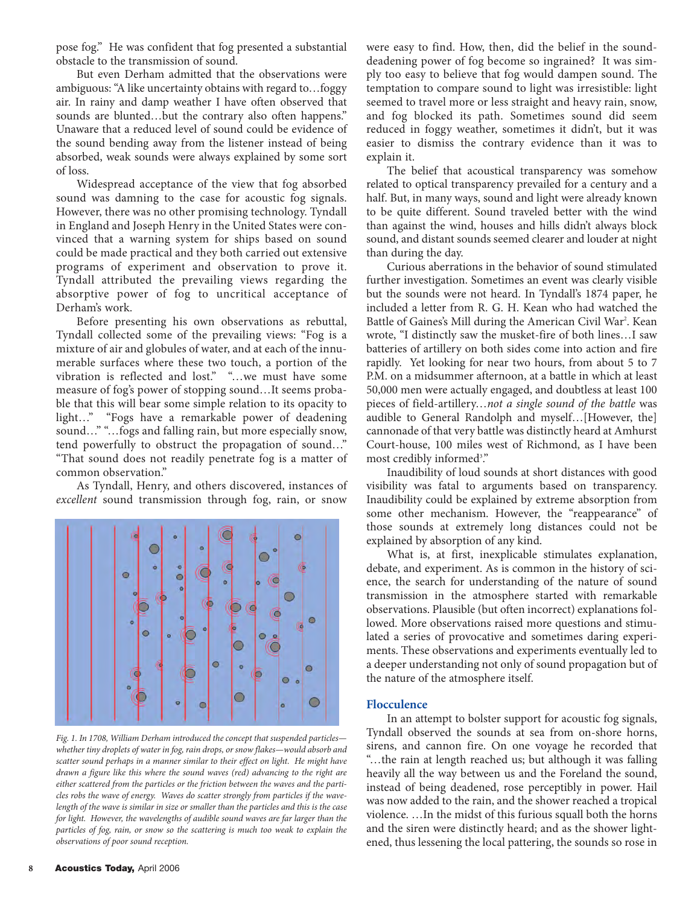pose fog." He was confident that fog presented a substantial obstacle to the transmission of sound.

But even Derham admitted that the observations were ambiguous: "A like uncertainty obtains with regard to…foggy air. In rainy and damp weather I have often observed that sounds are blunted…but the contrary also often happens." Unaware that a reduced level of sound could be evidence of the sound bending away from the listener instead of being absorbed, weak sounds were always explained by some sort of loss.

Widespread acceptance of the view that fog absorbed sound was damning to the case for acoustic fog signals. However, there was no other promising technology. Tyndall in England and Joseph Henry in the United States were convinced that a warning system for ships based on sound could be made practical and they both carried out extensive programs of experiment and observation to prove it. Tyndall attributed the prevailing views regarding the absorptive power of fog to uncritical acceptance of Derham's work.

Before presenting his own observations as rebuttal, Tyndall collected some of the prevailing views: "Fog is a mixture of air and globules of water, and at each of the innumerable surfaces where these two touch, a portion of the vibration is reflected and lost." "…we must have some measure of fog's power of stopping sound…It seems probable that this will bear some simple relation to its opacity to light…" "Fogs have a remarkable power of deadening sound…" "…fogs and falling rain, but more especially snow, tend powerfully to obstruct the propagation of sound…" "That sound does not readily penetrate fog is a matter of common observation."

As Tyndall, Henry, and others discovered, instances of *excellent* sound transmission through fog, rain, or snow were easy to find. How, then, did the belief in the sound-deadening power of fog become so ingrained? It was simply too easy to believe that fog would dampen sound. The temptation to compare sound to light was irresistible: light seemed to travel more or less straight and heavy rain, snow, and fog blocked its path. Sometimes sound did seem reduced in foggy weather, sometimes it didn't, but it was easier to dismiss the contrary evidence than it was to explain it.

*Fig. 1. In 1708, William Derham introduced the concept that suspended particles—whether tiny droplets of water in fog, rain drops, or snow flakes—would absorb and scatter sound perhaps in a manner similar to their effect on light. He might have drawn a figure like this where the sound waves (red) advancing to the right are either scattered from the particles or the friction between the waves and the particles robs the wave of energy. Waves do scatter strongly from particles if the wavelength of the wave is similar in size or smaller than the particles and this is the case for light. However, the wavelengths of audible sound waves are far larger than the particles of fog, rain, or snow so the scattering is much too weak to explain the observations of poor sound reception.*

The belief that acoustical transparency was somehow related to optical transparency prevailed for a century and a half. But, in many ways, sound and light were already known to be quite different. Sound traveled better with the wind than against the wind, houses and hills didn't always block sound, and distant sounds seemed clearer and louder at night than during the day.

Curious aberrations in the behavior of sound stimulated further investigation. Sometimes an event was clearly visible but the sounds were not heard. In Tyndall's 1874 paper, he included a letter from R. G. H. Kean who had watched the Battle of Gaines's Mill during the American Civil War[2]. Kean wrote, "I distinctly saw the musket-fire of both lines…I saw batteries of artillery on both sides come into action and fire rapidly. Yet looking for near two hours, from about 5 to 7 P.M. on a midsummer afternoon, at a battle in which at least 50,000 men were actually engaged, and doubtless at least 100 pieces of field-artillery…*not a single sound of the battle* was audible to General Randolph and myself…[However, the] cannonade of that very battle was distinctly heard at Amhurst Court-house, 100 miles west of Richmond, as I have been most credibly informed[3]."

Inaudibility of loud sounds at short distances with good visibility was fatal to arguments based on transparency. Inaudibility could be explained by extreme absorption from some other mechanism. However, the "reappearance" of those sounds at extremely long distances could not be explained by absorption of any kind.

What is, at first, inexplicable stimulates explanation, debate, and experiment. As is common in the history of science, the search for understanding of the nature of sound transmission in the atmosphere started with remarkable observations. Plausible (but often incorrect) explanations followed. More observations raised more questions and stimulated a series of provocative and sometimes daring experiments. These observations and experiments eventually led to a deeper understanding not only of sound propagation but of the nature of the atmosphere itself.

## Flocculence

In an attempt to bolster support for acoustic fog signals, Tyndall observed the sounds at sea from on-shore horns, sirens, and cannon fire. On one voyage he recorded that "…the rain at length reached us; but although it was falling heavily all the way between us and the Foreland the sound, instead of being deadened, rose perceptibly in power. Hail was now added to the rain, and the shower reached a tropical violence. …In the midst of this furious squall both the horns and the siren were distinctly heard; and as the shower lightened, thus lessening the local pattering, the sounds so rose in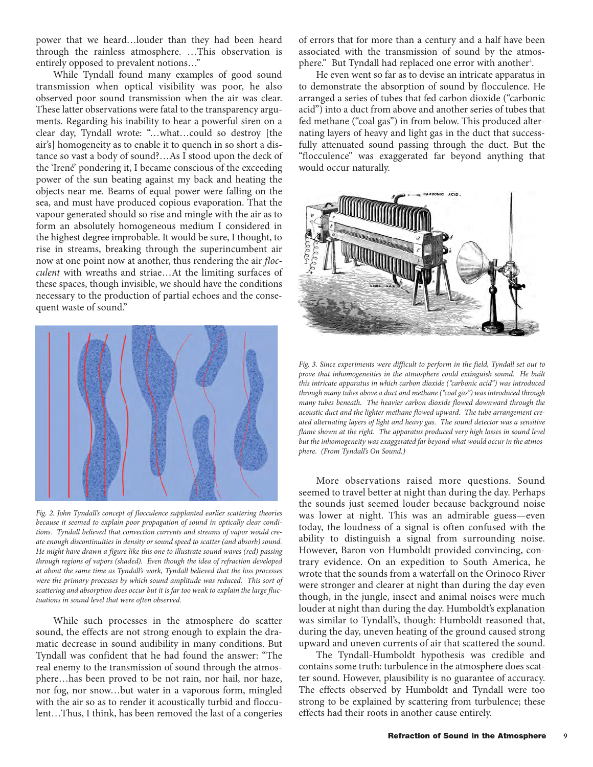power that we heard…louder than they had been heard through the rainless atmosphere. …This observation is entirely opposed to prevalent notions…"

While Tyndall found many examples of good sound transmission when optical visibility was poor, he also observed poor sound transmission when the air was clear. These latter observations were fatal to the transparency arguments. Regarding his inability to hear a powerful siren on a clear day, Tyndall wrote: "…what…could so destroy [the air's] homogeneity as to enable it to quench in so short a distance so vast a body of sound?…As I stood upon the deck of the 'Irené' pondering it, I became conscious of the exceeding power of the sun beating against my back and heating the objects near me. Beams of equal power were falling on the sea, and must have produced copious evaporation. That the vapour generated should so rise and mingle with the air as to form an absolutely homogeneous medium I considered in the highest degree improbable. It would be sure, I thought, to rise in streams, breaking through the superincumbent air now at one point now at another, thus rendering the air *flocculent* with wreaths and striae…At the limiting surfaces of these spaces, though invisible, we should have the conditions necessary to the production of partial echoes and the consequent waste of sound."

*Fig. 2. John Tyndall's concept of flocculence supplanted earlier scattering theories because it seemed to explain poor propagation of sound in optically clear conditions. Tyndall believed that convection currents and streams of vapor would create enough discontinuities in density or sound speed to scatter (and absorb) sound. He might have drawn a figure like this one to illustrate sound waves (red) passing through regions of vapors (shaded). Even though the idea of refraction developed at about the same time as Tyndall's work, Tyndall believed that the loss processes were the primary processes by which sound amplitude was reduced. This sort of scattering and absorption does occur but it is far too weak to explain the large fluctuations in sound level that were often observed.*

While such processes in the atmosphere do scatter sound, the effects are not strong enough to explain the dramatic decrease in sound audibility in many conditions. But Tyndall was confident that he had found the answer: "The real enemy to the transmission of sound through the atmosphere…has been proved to be not rain, nor hail, nor haze, nor fog, nor snow…but water in a vaporous form, mingled with the air so as to render it acoustically turbid and flocculent…Thus, I think, has been removed the last of a congeries of errors that for more than a century and a half have been associated with the transmission of sound by the atmosphere." But Tyndall had replaced one error with another[4].

He even went so far as to devise an intricate apparatus in to demonstrate the absorption of sound by flocculence. He arranged a series of tubes that fed carbon dioxide ("carbonic acid") into a duct from above and another series of tubes that fed methane ("coal gas") in from below. This produced alternating layers of heavy and light gas in the duct that successfully attenuated sound passing through the duct. But the "flocculence" was exaggerated far beyond anything that would occur naturally.

*Fig. 3. Since experiments were difficult to perform in the field, Tyndall set out to prove that inhomogeneities in the atmosphere could extinguish sound. He built this intricate apparatus in which carbon dioxide ("carbonic acid") was introduced through many tubes above a duct and methane ("coal gas") was introduced through many tubes beneath. The heavier carbon dioxide flowed downward through the acoustic duct and the lighter methane flowed upward. The tube arrangement created alternating layers of light and heavy gas. The sound detector was a sensitive flame shown at the right. The apparatus produced very high losses in sound level but the inhomogeneity was exaggerated far beyond what would occur in the atmosphere. (From Tyndall's On Sound.)*

More observations raised more questions. Sound seemed to travel better at night than during the day. Perhaps the sounds just seemed louder because background noise was lower at night. This was an admirable guess—even today, the loudness of a signal is often confused with the ability to distinguish a signal from surrounding noise. However, Baron von Humboldt provided convincing, contrary evidence. On an expedition to South America, he wrote that the sounds from a waterfall on the Orinoco River were stronger and clearer at night than during the day even though, in the jungle, insect and animal noises were much louder at night than during the day. Humboldt's explanation was similar to Tyndall's, though: Humboldt reasoned that, during the day, uneven heating of the ground caused strong upward and uneven currents of air that scattered the sound.

The Tyndall-Humboldt hypothesis was credible and contains some truth: turbulence in the atmosphere does scatter sound. However, plausibility is no guarantee of accuracy. The effects observed by Humboldt and Tyndall were too strong to be explained by scattering from turbulence; these effects had their roots in another cause entirely.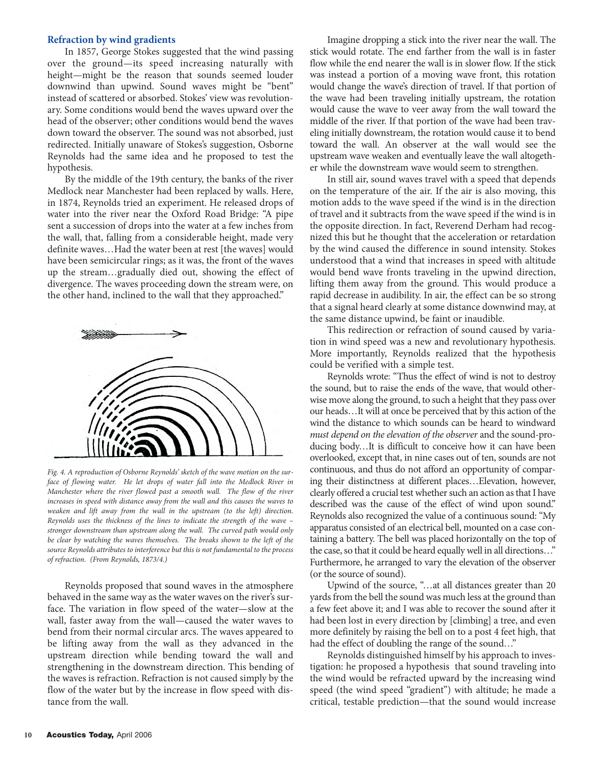### Refraction by wind gradients

In 1857, George Stokes suggested that the wind passing over the ground—its speed increasing naturally with height—might be the reason that sounds seemed louder downwind than upwind. Sound waves might be "bent" instead of scattered or absorbed. Stokes' view was revolutionary. Some conditions would bend the waves upward over the head of the observer; other conditions would bend the waves down toward the observer. The sound was not absorbed, just redirected. Initially unaware of Stokes's suggestion, Osborne Reynolds had the same idea and he proposed to test the hypothesis.

By the middle of the 19th century, the banks of the river Medlock near Manchester had been replaced by walls. Here, in 1874, Reynolds tried an experiment. He released drops of water into the river near the Oxford Road Bridge: "A pipe sent a succession of drops into the water at a few inches from the wall, that, falling from a considerable height, made very definite waves…Had the water been at rest [the waves] would have been semicircular rings; as it was, the front of the waves up the stream…gradually died out, showing the effect of divergence. The waves proceeding down the stream were, on the other hand, inclined to the wall that they approached."

*Fig. 4. A reproduction of Osborne Reynolds' sketch of the wave motion on the surface of flowing water. He let drops of water fall into the Medlock River in Manchester where the river flowed past a smooth wall. The flow of the river increases in speed with distance away from the wall and this causes the waves to weaken and lift away from the wall in the upstream (to the left) direction. Reynolds uses the thickness of the lines to indicate the strength of the wave – stronger downstream than upstream along the wall. The curved path would only be clear by watching the waves themselves. The breaks shown to the left of the source Reynolds attributes to interference but this is not fundamental to the process of refraction. (From Reynolds, 1873/4.)*

Reynolds proposed that sound waves in the atmosphere behaved in the same way as the water waves on the river's surface. The variation in flow speed of the water—slow at the wall, faster away from the wall—caused the water waves to bend from their normal circular arcs. The waves appeared to be lifting away from the wall as they advanced in the upstream direction while bending toward the wall and strengthening in the downstream direction. This bending of the waves is refraction. Refraction is not caused simply by the flow of the water but by the increase in flow speed with distance from the wall.

Imagine dropping a stick into the river near the wall. The stick would rotate. The end farther from the wall is in faster flow while the end nearer the wall is in slower flow. If the stick was instead a portion of a moving wave front, this rotation would change the wave's direction of travel. If that portion of the wave had been traveling initially upstream, the rotation would cause the wave to veer away from the wall toward the middle of the river. If that portion of the wave had been traveling initially downstream, the rotation would cause it to bend toward the wall. An observer at the wall would see the upstream wave weaken and eventually leave the wall altogether while the downstream wave would seem to strengthen.

In still air, sound waves travel with a speed that depends on the temperature of the air. If the air is also moving, this motion adds to the wave speed if the wind is in the direction of travel and it subtracts from the wave speed if the wind is in the opposite direction. In fact, Reverend Derham had recognized this but he thought that the acceleration or retardation by the wind caused the difference in sound intensity. Stokes understood that a wind that increases in speed with altitude would bend wave fronts traveling in the upwind direction, lifting them away from the ground. This would produce a rapid decrease in audibility. In air, the effect can be so strong that a signal heard clearly at some distance downwind may, at the same distance upwind, be faint or inaudible.

This redirection or refraction of sound caused by variation in wind speed was a new and revolutionary hypothesis. More importantly, Reynolds realized that the hypothesis could be verified with a simple test.

Reynolds wrote: "Thus the effect of wind is not to destroy the sound, but to raise the ends of the wave, that would otherwise move along the ground, to such a height that they pass over our heads…It will at once be perceived that by this action of the wind the distance to which sounds can be heard to windward *must depend on the elevation of the observer* and the sound-producing body…It is difficult to conceive how it can have been overlooked, except that, in nine cases out of ten, sounds are not continuous, and thus do not afford an opportunity of comparing their distinctness at different places…Elevation, however, clearly offered a crucial test whether such an action as that I have described was the cause of the effect of wind upon sound." Reynolds also recognized the value of a continuous sound: "My apparatus consisted of an electrical bell, mounted on a case containing a battery. The bell was placed horizontally on the top of the case, so that it could be heard equally well in all directions…" Furthermore, he arranged to vary the elevation of the observer (or the source of sound).

Upwind of the source, "…at all distances greater than 20 yards from the bell the sound was much less at the ground than a few feet above it; and I was able to recover the sound after it had been lost in every direction by [climbing] a tree, and even more definitely by raising the bell on to a post 4 feet high, that had the effect of doubling the range of the sound…"

Reynolds distinguished himself by his approach to investigation: he proposed a hypothesis that sound traveling into the wind would be refracted upward by the increasing wind speed (the wind speed "gradient") with altitude; he made a critical, testable prediction—that the sound would increase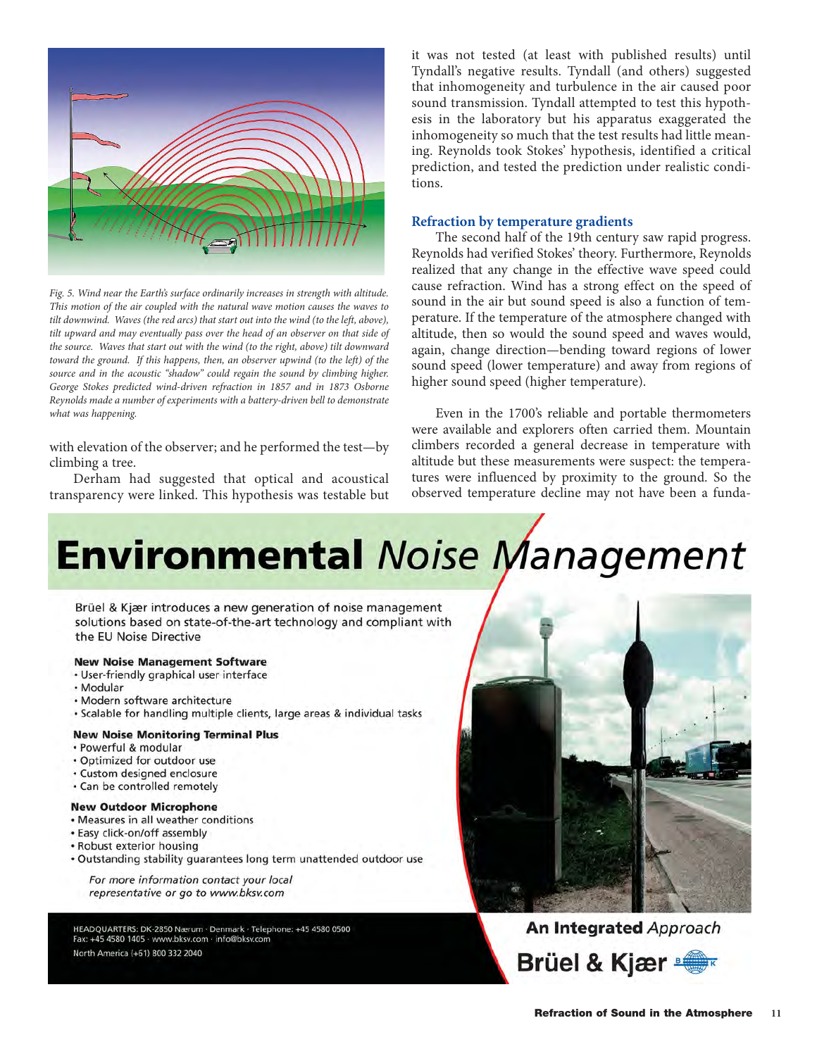*Fig. 5. Wind near the Earth's surface ordinarily increases in strength with altitude. This motion of the air coupled with the natural wave motion causes the waves to tilt downwind. Waves (the red arcs) that start out into the wind (to the left, above), tilt upward and may eventually pass over the head of an observer on that side of the source. Waves that start out with the wind (to the right, above) tilt downward toward the ground. If this happens, then, an observer upwind (to the left) of the source and in the acoustic "shadow" could regain the sound by climbing higher. George Stokes predicted wind-driven refraction in 1857 and in 1873 Osborne Reynolds made a number of experiments with a battery-driven bell to demonstrate what was happening.*

with elevation of the observer; and he performed the test—by climbing a tree.

Derham had suggested that optical and acoustical transparency were linked. This hypothesis was testable but it was not tested (at least with published results) until Tyndall's negative results. Tyndall (and others) suggested that inhomogeneity and turbulence in the air caused poor sound transmission. Tyndall attempted to test this hypothesis in the laboratory but his apparatus exaggerated the inhomogeneity so much that the test results had little meaning. Reynolds took Stokes' hypothesis, identified a critical prediction, and tested the prediction under realistic conditions.

### Refraction by temperature gradients

The second half of the 19th century saw rapid progress. Reynolds had verified Stokes' theory. Furthermore, Reynolds realized that any change in the effective wave speed could cause refraction. Wind has a strong effect on the speed of sound in the air but sound speed is also a function of temperature. If the temperature of the atmosphere changed with altitude, then so would the sound speed and waves would, again, change direction—bending toward regions of lower sound speed (lower temperature) and away from regions of higher sound speed (higher temperature).

Even in the 1700's reliable and portable thermometers were available and explorers often carried them. Mountain climbers recorded a general decrease in temperature with altitude but these measurements were suspect: the temperatures were influenced by proximity to the ground. So the observed temperature decline may not have been a funda-

# Environmental *Noise Management*

Brüel & Kjær introduces a new generation of noise management solutions based on state-of-the-art technology and compliant with the EU Noise Directive

**New Noise Management Software**
- User-friendly graphical user interface
- Modular
- Modern software architecture
- Scalable for handling multiple clients, large areas & individual tasks

**New Noise Monitoring Terminal Plus**
- Powerful & modular
- Optimized for outdoor use
- Custom designed enclosure
- Can be controlled remotely

**New Outdoor Microphone**
- Measures in all weather conditions
- Easy click-on/off assembly
- Robust exterior housing
- Outstanding stability guarantees long term unattended outdoor use

*For more information contact your local representative or go to www.bksv.com*

HEADQUARTERS: DK-2850 Nærum · Denmark · Telephone: +45 4580 0500
Fax: +45 4580 1405 · www.bksv.com · info@bksv.com
North America (+61) 800 332 2040

**An Integrated** *Approach*

**Brüel & Kjær**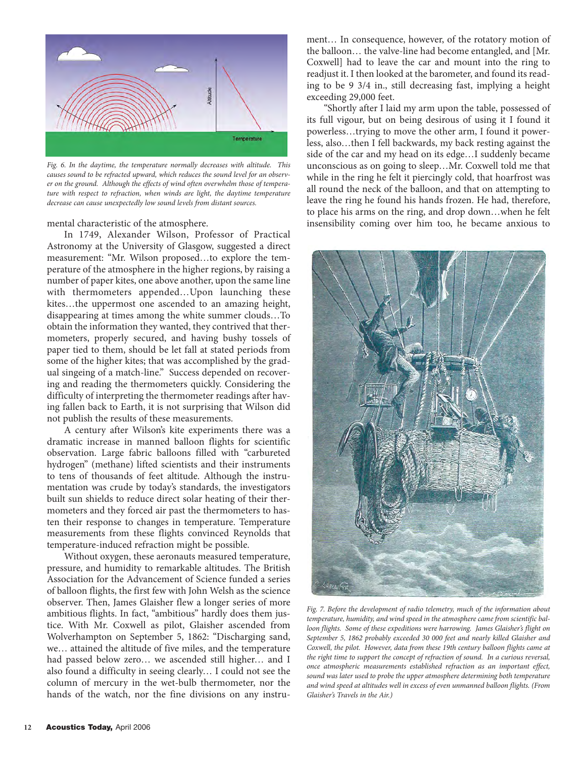Altitude

Temperature

*Fig. 6. In the daytime, the temperature normally decreases with altitude. This causes sound to be refracted upward, which reduces the sound level for an observer on the ground. Although the effects of wind often overwhelm those of temperature with respect to refraction, when winds are light, the daytime temperature decrease can cause unexpectedly low sound levels from distant sources.*

mental characteristic of the atmosphere.

In 1749, Alexander Wilson, Professor of Practical Astronomy at the University of Glasgow, suggested a direct measurement: "Mr. Wilson proposed…to explore the temperature of the atmosphere in the higher regions, by raising a number of paper kites, one above another, upon the same line with thermometers appended…Upon launching these kites…the uppermost one ascended to an amazing height, disappearing at times among the white summer clouds…To obtain the information they wanted, they contrived that thermometers, properly secured, and having bushy tossels of paper tied to them, should be let fall at stated periods from some of the higher kites; that was accomplished by the gradual singeing of a match-line." Success depended on recovering and reading the thermometers quickly. Considering the difficulty of interpreting the thermometer readings after having fallen back to Earth, it is not surprising that Wilson did not publish the results of these measurements.

A century after Wilson's kite experiments there was a dramatic increase in manned balloon flights for scientific observation. Large fabric balloons filled with "carbureted hydrogen" (methane) lifted scientists and their instruments to tens of thousands of feet altitude. Although the instrumentation was crude by today's standards, the investigators built sun shields to reduce direct solar heating of their thermometers and they forced air past the thermometers to hasten their response to changes in temperature. Temperature measurements from these flights convinced Reynolds that temperature-induced refraction might be possible.

Without oxygen, these aeronauts measured temperature, pressure, and humidity to remarkable altitudes. The British Association for the Advancement of Science funded a series of balloon flights, the first few with John Welsh as the science observer. Then, James Glaisher flew a longer series of more ambitious flights. In fact, "ambitious" hardly does them justice. With Mr. Coxwell as pilot, Glaisher ascended from Wolverhampton on September 5, 1862: "Discharging sand, we… attained the altitude of five miles, and the temperature had passed below zero… we ascended still higher… and I also found a difficulty in seeing clearly… I could not see the column of mercury in the wet-bulb thermometer, nor the hands of the watch, nor the fine divisions on any instrument… In consequence, however, of the rotatory motion of the balloon… the valve-line had become entangled, and [Mr. Coxwell] had to leave the car and mount into the ring to readjust it. I then looked at the barometer, and found its reading to be 9 3/4 in., still decreasing fast, implying a height exceeding 29,000 feet.

"Shortly after I laid my arm upon the table, possessed of its full vigour, but on being desirous of using it I found it powerless…trying to move the other arm, I found it powerless, also…then I fell backwards, my back resting against the side of the car and my head on its edge…I suddenly became unconscious as on going to sleep…Mr. Coxwell told me that while in the ring he felt it piercingly cold, that hoarfrost was all round the neck of the balloon, and that on attempting to leave the ring he found his hands frozen. He had, therefore, to place his arms on the ring, and drop down…when he felt insensibility coming over him too, he became anxious to

*Fig. 7. Before the development of radio telemetry, much of the information about temperature, humidity, and wind speed in the atmosphere came from scientific balloon flights. Some of these expeditions were harrowing. James Glaisher's flight on September 5, 1862 probably exceeded 30 000 feet and nearly killed Glaisher and Coxwell, the pilot. However, data from these 19th century balloon flights came at the right time to support the concept of refraction of sound. In a curious reversal, once atmospheric measurements established refraction as an important effect, sound was later used to probe the upper atmosphere determining both temperature and wind speed at altitudes well in excess of even unmanned balloon flights. (From Glaisher's Travels in the Air.)*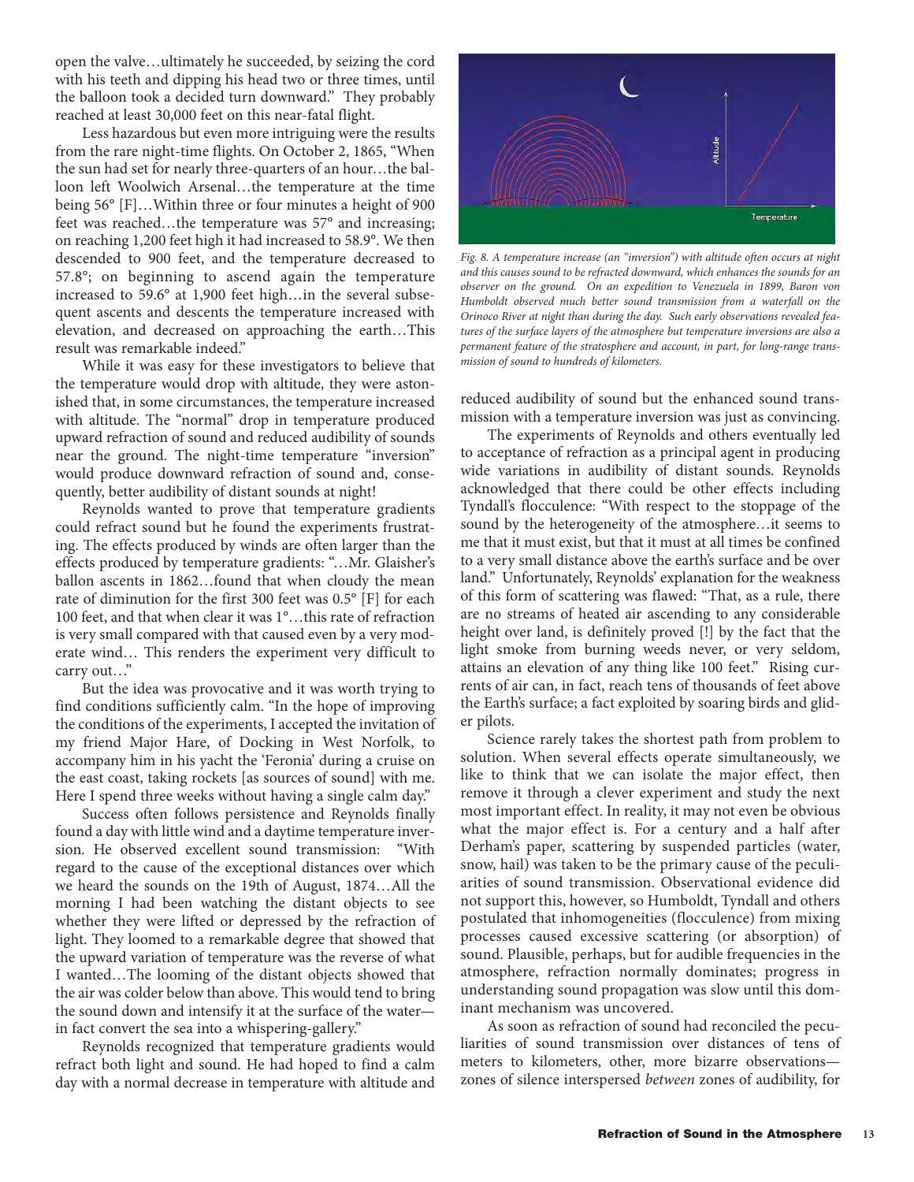open the valve…ultimately he succeeded, by seizing the cord with his teeth and dipping his head two or three times, until the balloon took a decided turn downward." They probably reached at least 30,000 feet on this near-fatal flight.

Less hazardous but even more intriguing were the results from the rare night-time flights. On October 2, 1865, "When the sun had set for nearly three-quarters of an hour…the balloon left Woolwich Arsenal…the temperature at the time being 56° [F]…Within three or four minutes a height of 900 feet was reached…the temperature was 57° and increasing; on reaching 1,200 feet high it had increased to 58.9°. We then descended to 900 feet, and the temperature decreased to 57.8°; on beginning to ascend again the temperature increased to 59.6° at 1,900 feet high…in the several subsequent ascents and descents the temperature increased with elevation, and decreased on approaching the earth…This result was remarkable indeed."

While it was easy for these investigators to believe that the temperature would drop with altitude, they were astonished that, in some circumstances, the temperature increased with altitude. The "normal" drop in temperature produced upward refraction of sound and reduced audibility of sounds near the ground. The night-time temperature "inversion" would produce downward refraction of sound and, consequently, better audibility of distant sounds at night!

Reynolds wanted to prove that temperature gradients could refract sound but he found the experiments frustrating. The effects produced by winds are often larger than the effects produced by temperature gradients: "…Mr. Glaisher's ballon ascents in 1862…found that when cloudy the mean rate of diminution for the first 300 feet was 0.5° [F] for each 100 feet, and that when clear it was 1°…this rate of refraction is very small compared with that caused even by a very moderate wind… This renders the experiment very difficult to carry out…"

But the idea was provocative and it was worth trying to find conditions sufficiently calm. "In the hope of improving the conditions of the experiments, I accepted the invitation of my friend Major Hare, of Docking in West Norfolk, to accompany him in his yacht the 'Feronia' during a cruise on the east coast, taking rockets [as sources of sound] with me. Here I spend three weeks without having a single calm day."

Success often follows persistence and Reynolds finally found a day with little wind and a daytime temperature inversion. He observed excellent sound transmission: "With regard to the cause of the exceptional distances over which we heard the sounds on the 19th of August, 1874…All the morning I had been watching the distant objects to see whether they were lifted or depressed by the refraction of light. They loomed to a remarkable degree that showed that the upward variation of temperature was the reverse of what I wanted…The looming of the distant objects showed that the air was colder below than above. This would tend to bring the sound down and intensify it at the surface of the water—in fact convert the sea into a whispering-gallery."

Reynolds recognized that temperature gradients would refract both light and sound. He had hoped to find a calm day with a normal decrease in temperature with altitude and reduced audibility of sound but the enhanced sound transmission with a temperature inversion was just as convincing.

Altitude

Temperature

*Fig. 8. A temperature increase (an "inversion") with altitude often occurs at night and this causes sound to be refracted downward, which enhances the sounds for an observer on the ground. On an expedition to Venezuela in 1899, Baron von Humboldt observed much better sound transmission from a waterfall on the Orinoco River at night than during the day. Such early observations revealed features of the surface layers of the atmosphere but temperature inversions are also a permanent feature of the stratosphere and account, in part, for long-range transmission of sound to hundreds of kilometers.*

The experiments of Reynolds and others eventually led to acceptance of refraction as a principal agent in producing wide variations in audibility of distant sounds. Reynolds acknowledged that there could be other effects including Tyndall's flocculence: "With respect to the stoppage of the sound by the heterogeneity of the atmosphere…it seems to me that it must exist, but that it must at all times be confined to a very small distance above the earth's surface and be over land." Unfortunately, Reynolds' explanation for the weakness of this form of scattering was flawed: "That, as a rule, there are no streams of heated air ascending to any considerable height over land, is definitely proved [!] by the fact that the light smoke from burning weeds never, or very seldom, attains an elevation of any thing like 100 feet." Rising currents of air can, in fact, reach tens of thousands of feet above the Earth's surface; a fact exploited by soaring birds and glider pilots.

Science rarely takes the shortest path from problem to solution. When several effects operate simultaneously, we like to think that we can isolate the major effect, then remove it through a clever experiment and study the next most important effect. In reality, it may not even be obvious what the major effect is. For a century and a half after Derham's paper, scattering by suspended particles (water, snow, hail) was taken to be the primary cause of the peculiarities of sound transmission. Observational evidence did not support this, however, so Humboldt, Tyndall and others postulated that inhomogeneities (flocculence) from mixing processes caused excessive scattering (or absorption) of sound. Plausible, perhaps, but for audible frequencies in the atmosphere, refraction normally dominates; progress in understanding sound propagation was slow until this dominant mechanism was uncovered.

As soon as refraction of sound had reconciled the peculiarities of sound transmission over distances of tens of meters to kilometers, other, more bizarre observations—zones of silence interspersed *between* zones of audibility, for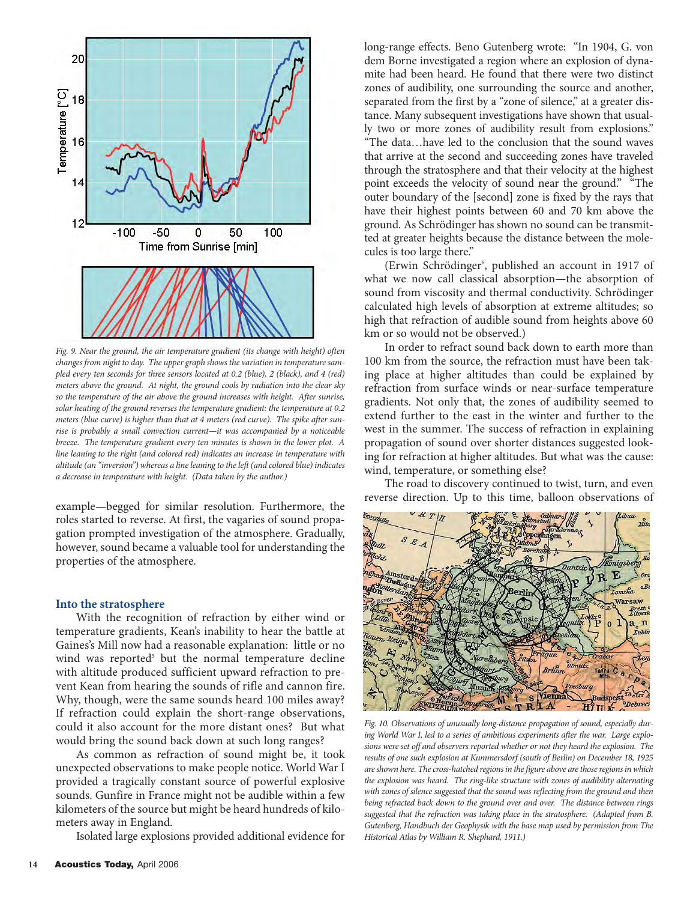20
18
16
14
12
Temperature [°C]
-100 -50 0 50 100
Time from Sunrise [min]

*Fig. 9. Near the ground, the air temperature gradient (its change with height) often changes from night to day. The upper graph shows the variation in temperature sampled every ten seconds for three sensors located at 0.2 (blue), 2 (black), and 4 (red) meters above the ground. At night, the ground cools by radiation into the clear sky so the temperature of the air above the ground increases with height. After sunrise, solar heating of the ground reverses the temperature gradient: the temperature at 0.2 meters (blue curve) is higher than that at 4 meters (red curve). The spike after sunrise is probably a small convection current—it was accompanied by a noticeable breeze. The temperature gradient every ten minutes is shown in the lower plot. A line leaning to the right (and colored red) indicates an increase in temperature with altitude (an "inversion") whereas a line leaning to the left (and colored blue) indicates a decrease in temperature with height. (Data taken by the author.)*

example—begged for similar resolution. Furthermore, the roles started to reverse. At first, the vagaries of sound propagation prompted investigation of the atmosphere. Gradually, however, sound became a valuable tool for understanding the properties of the atmosphere.

## Into the stratosphere

With the recognition of refraction by either wind or temperature gradients, Kean's inability to hear the battle at Gaines's Mill now had a reasonable explanation: little or no wind was reported[5] but the normal temperature decline with altitude produced sufficient upward refraction to prevent Kean from hearing the sounds of rifle and cannon fire. Why, though, were the same sounds heard 100 miles away? If refraction could explain the short-range observations, could it also account for the more distant ones? But what would bring the sound back down at such long ranges?

As common as refraction of sound might be, it took unexpected observations to make people notice. World War I provided a tragically constant source of powerful explosive sounds. Gunfire in France might not be audible within a few kilometers of the source but might be heard hundreds of kilometers away in England.

Isolated large explosions provided additional evidence for long-range effects. Beno Gutenberg wrote: "In 1904, G. von dem Borne investigated a region where an explosion of dynamite had been heard. He found that there were two distinct zones of audibility, one surrounding the source and another, separated from the first by a "zone of silence," at a greater distance. Many subsequent investigations have shown that usually two or more zones of audibility result from explosions." "The data…have led to the conclusion that the sound waves that arrive at the second and succeeding zones have traveled through the stratosphere and that their velocity at the highest point exceeds the velocity of sound near the ground." "The outer boundary of the [second] zone is fixed by the rays that have their highest points between 60 and 70 km above the ground. As Schrödinger has shown no sound can be transmitted at greater heights because the distance between the molecules is too large there."

(Erwin Schrödinger[6], published an account in 1917 of what we now call classical absorption—the absorption of sound from viscosity and thermal conductivity. Schrödinger calculated high levels of absorption at extreme altitudes; so high that refraction of audible sound from heights above 60 km or so would not be observed.)

In order to refract sound back down to earth more than 100 km from the source, the refraction must have been taking place at higher altitudes than could be explained by refraction from surface winds or near-surface temperature gradients. Not only that, the zones of audibility seemed to extend further to the east in the winter and further to the west in the summer. The success of refraction in explaining propagation of sound over shorter distances suggested looking for refraction at higher altitudes. But what was the cause: wind, temperature, or something else?

The road to discovery continued to twist, turn, and even reverse direction. Up to this time, balloon observations of

*Fig. 10. Observations of unusually long-distance propagation of sound, especially during World War I, led to a series of ambitious experiments after the war. Large explosions were set off and observers reported whether or not they heard the explosion. The results of one such explosion at Kummersdorf (south of Berlin) on December 18, 1925 are shown here. The cross-hatched regions in the figure above are those regions in which the explosion was heard. The ring-like structure with zones of audibility alternating with zones of silence suggested that the sound was reflecting from the ground and then being refracted back down to the ground over and over. The distance between rings suggested that the refraction was taking place in the stratosphere. (Adapted from B. Gutenberg, Handbuch der Geophysik with the base map used by permission from The Historical Atlas by William R. Shephard, 1911.)*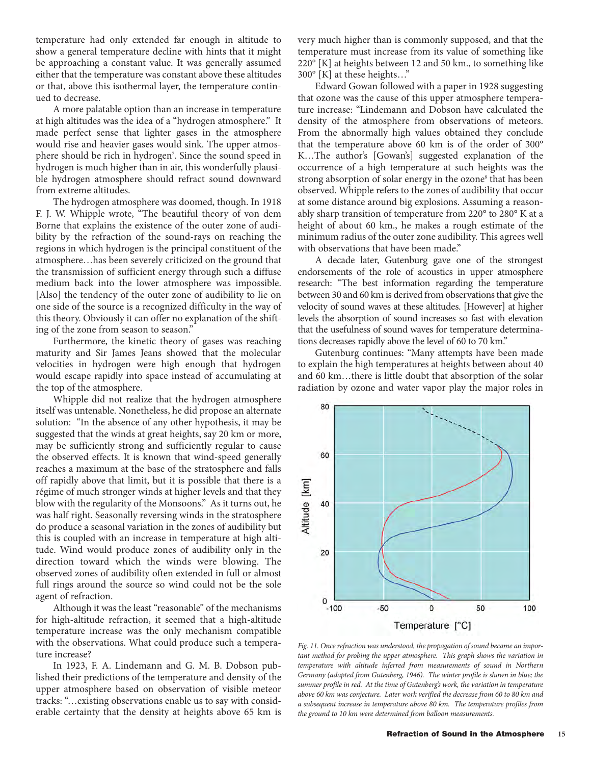temperature had only extended far enough in altitude to show a general temperature decline with hints that it might be approaching a constant value. It was generally assumed either that the temperature was constant above these altitudes or that, above this isothermal layer, the temperature continued to decrease.

A more palatable option than an increase in temperature at high altitudes was the idea of a "hydrogen atmosphere." It made perfect sense that lighter gases in the atmosphere would rise and heavier gases would sink. The upper atmosphere should be rich in hydrogen[7]. Since the sound speed in hydrogen is much higher than in air, this wonderfully plausible hydrogen atmosphere should refract sound downward from extreme altitudes.

The hydrogen atmosphere was doomed, though. In 1918 F. J. W. Whipple wrote, "The beautiful theory of von dem Borne that explains the existence of the outer zone of audibility by the refraction of the sound-rays on reaching the regions in which hydrogen is the principal constituent of the atmosphere…has been severely criticized on the ground that the transmission of sufficient energy through such a diffuse medium back into the lower atmosphere was impossible. [Also] the tendency of the outer zone of audibility to lie on one side of the source is a recognized difficulty in the way of this theory. Obviously it can offer no explanation of the shifting of the zone from season to season."

Furthermore, the kinetic theory of gases was reaching maturity and Sir James Jeans showed that the molecular velocities in hydrogen were high enough that hydrogen would escape rapidly into space instead of accumulating at the top of the atmosphere.

Whipple did not realize that the hydrogen atmosphere itself was untenable. Nonetheless, he did propose an alternate solution: "In the absence of any other hypothesis, it may be suggested that the winds at great heights, say 20 km or more, may be sufficiently strong and sufficiently regular to cause the observed effects. It is known that wind-speed generally reaches a maximum at the base of the stratosphere and falls off rapidly above that limit, but it is possible that there is a régime of much stronger winds at higher levels and that they blow with the regularity of the Monsoons." As it turns out, he was half right. Seasonally reversing winds in the stratosphere do produce a seasonal variation in the zones of audibility but this is coupled with an increase in temperature at high altitude. Wind would produce zones of audibility only in the direction toward which the winds were blowing. The observed zones of audibility often extended in full or almost full rings around the source so wind could not be the sole agent of refraction.

Although it was the least "reasonable" of the mechanisms for high-altitude refraction, it seemed that a high-altitude temperature increase was the only mechanism compatible with the observations. What could produce such a temperature increase?

In 1923, F. A. Lindemann and G. M. B. Dobson published their predictions of the temperature and density of the upper atmosphere based on observation of visible meteor tracks: "…existing observations enable us to say with considerable certainty that the density at heights above 65 km is very much higher than is commonly supposed, and that the temperature must increase from its value of something like 220° [K] at heights between 12 and 50 km., to something like 300° [K] at these heights…"

Edward Gowan followed with a paper in 1928 suggesting that ozone was the cause of this upper atmosphere temperature increase: "Lindemann and Dobson have calculated the density of the atmosphere from observations of meteors. From the abnormally high values obtained they conclude that the temperature above 60 km is of the order of 300° K…The author's [Gowan's] suggested explanation of the occurrence of a high temperature at such heights was the strong absorption of solar energy in the ozone[8] that has been observed. Whipple refers to the zones of audibility that occur at some distance around big explosions. Assuming a reasonably sharp transition of temperature from 220° to 280° K at a height of about 60 km., he makes a rough estimate of the minimum radius of the outer zone audibility. This agrees well with observations that have been made."

A decade later, Gutenburg gave one of the strongest endorsements of the role of acoustics in upper atmosphere research: "The best information regarding the temperature between 30 and 60 km is derived from observations that give the velocity of sound waves at these altitudes. [However] at higher levels the absorption of sound increases so fast with elevation that the usefulness of sound waves for temperature determinations decreases rapidly above the level of 60 to 70 km."

Gutenburg continues: "Many attempts have been made to explain the high temperatures at heights between about 40 and 60 km…there is little doubt that absorption of the solar radiation by ozone and water vapor play the major roles in

Altitude [km]
80
60
40
20
0
-100
-50
0
50
100
Temperature [°C]

*Fig. 11. Once refraction was understood, the propagation of sound became an important method for probing the upper atmosphere. This graph shows the variation in temperature with altitude inferred from measurements of sound in Northern Germany (adapted from Gutenberg, 1946). The winter profile is shown in blue; the summer profile in red. At the time of Gutenberg's work, the variation in temperature above 60 km was conjecture. Later work verified the decrease from 60 to 80 km and a subsequent increase in temperature above 80 km. The temperature profiles from the ground to 10 km were determined from balloon measurements.*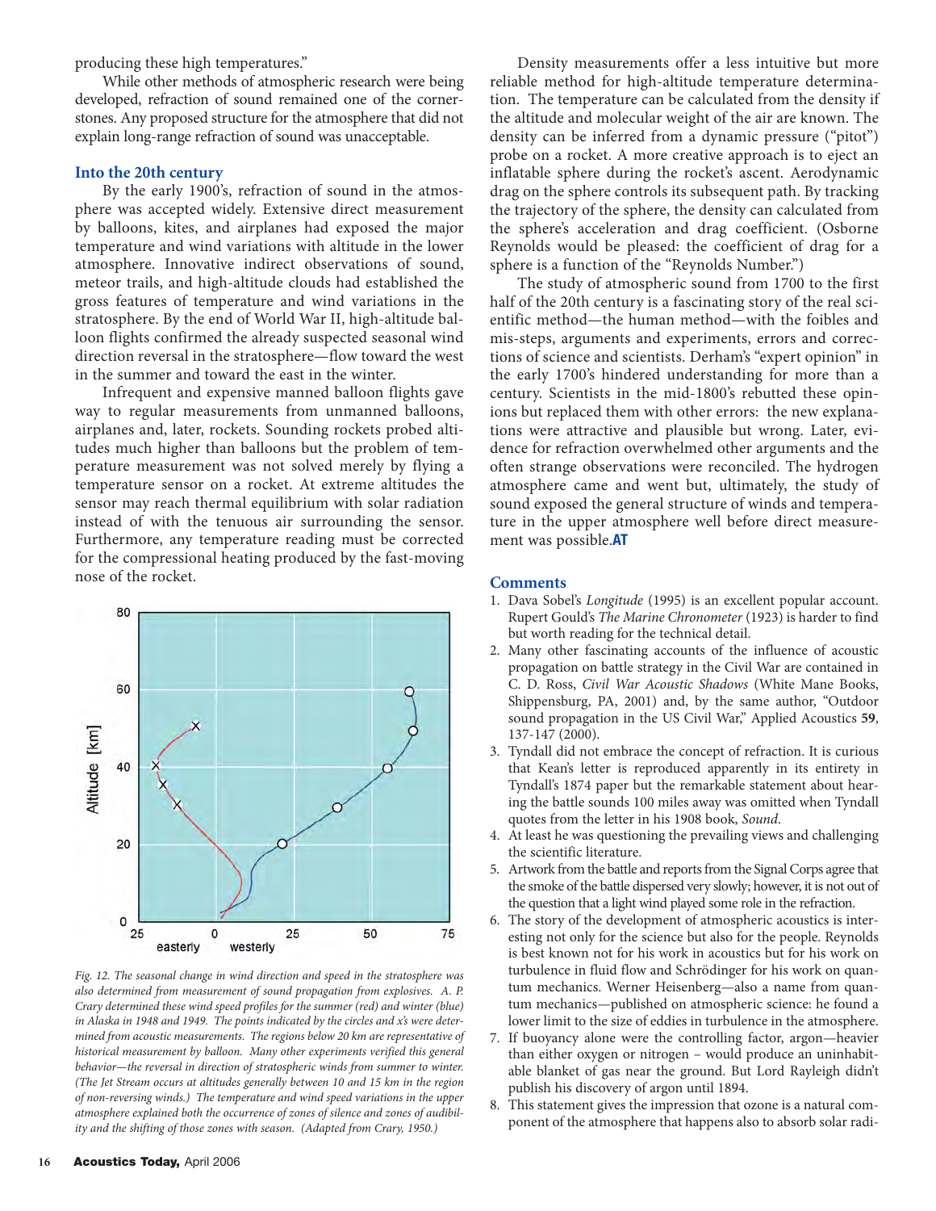producing these high temperatures."

While other methods of atmospheric research were being developed, refraction of sound remained one of the cornerstones. Any proposed structure for the atmosphere that did not explain long-range refraction of sound was unacceptable.

## Into the 20th century

By the early 1900's, refraction of sound in the atmosphere was accepted widely. Extensive direct measurement by balloons, kites, and airplanes had exposed the major temperature and wind variations with altitude in the lower atmosphere. Innovative indirect observations of sound, meteor trails, and high-altitude clouds had established the gross features of temperature and wind variations in the stratosphere. By the end of World War II, high-altitude balloon flights confirmed the already suspected seasonal wind direction reversal in the stratosphere—flow toward the west in the summer and toward the east in the winter.

Infrequent and expensive manned balloon flights gave way to regular measurements from unmanned balloons, airplanes and, later, rockets. Sounding rockets probed altitudes much higher than balloons but the problem of temperature measurement was not solved merely by flying a temperature sensor on a rocket. At extreme altitudes the sensor may reach thermal equilibrium with solar radiation instead of with the tenuous air surrounding the sensor. Furthermore, any temperature reading must be corrected for the compressional heating produced by the fast-moving nose of the rocket.

80
60
40
20
0
Altitude [km]
25
0
25
50
75
easterly
westerly

*Fig. 12. The seasonal change in wind direction and speed in the stratosphere was also determined from measurement of sound propagation from explosives. A. P. Crary determined these wind speed profiles for the summer (red) and winter (blue) in Alaska in 1948 and 1949. The points indicated by the circles and x's were determined from acoustic measurements. The regions below 20 km are representative of historical measurement by balloon. Many other experiments verified this general behavior—the reversal in direction of stratospheric winds from summer to winter. (The Jet Stream occurs at altitudes generally between 10 and 15 km in the region of non-reversing winds.) The temperature and wind speed variations in the upper atmosphere explained both the occurrence of zones of silence and zones of audibility and the shifting of those zones with season. (Adapted from Crary, 1950.)*

Density measurements offer a less intuitive but more reliable method for high-altitude temperature determination. The temperature can be calculated from the density if the altitude and molecular weight of the air are known. The density can be inferred from a dynamic pressure ("pitot") probe on a rocket. A more creative approach is to eject an inflatable sphere during the rocket's ascent. Aerodynamic drag on the sphere controls its subsequent path. By tracking the trajectory of the sphere, the density can calculated from the sphere's acceleration and drag coefficient. (Osborne Reynolds would be pleased: the coefficient of drag for a sphere is a function of the "Reynolds Number.")

The study of atmospheric sound from 1700 to the first half of the 20th century is a fascinating story of the real scientific method—the human method—with the foibles and mis-steps, arguments and experiments, errors and corrections of science and scientists. Derham's "expert opinion" in the early 1700's hindered understanding for more than a century. Scientists in the mid-1800's rebutted these opinions but replaced them with other errors: the new explanations were attractive and plausible but wrong. Later, evidence for refraction overwhelmed other arguments and the often strange observations were reconciled. The hydrogen atmosphere came and went but, ultimately, the study of sound exposed the general structure of winds and temperature in the upper atmosphere well before direct measurement was possible.**AT**

## Comments

1. Dava Sobel's *Longitude* (1995) is an excellent popular account. Rupert Gould's *The Marine Chronometer* (1923) is harder to find but worth reading for the technical detail.
2. Many other fascinating accounts of the influence of acoustic propagation on battle strategy in the Civil War are contained in C. D. Ross, *Civil War Acoustic Shadows* (White Mane Books, Shippensburg, PA, 2001) and, by the same author, "Outdoor sound propagation in the US Civil War," Applied Acoustics **59**, 137-147 (2000).
3. Tyndall did not embrace the concept of refraction. It is curious that Kean's letter is reproduced apparently in its entirety in Tyndall's 1874 paper but the remarkable statement about hearing the battle sounds 100 miles away was omitted when Tyndall quotes from the letter in his 1908 book, *Sound*.
4. At least he was questioning the prevailing views and challenging the scientific literature.
5. Artwork from the battle and reports from the Signal Corps agree that the smoke of the battle dispersed very slowly; however, it is not out of the question that a light wind played some role in the refraction.
6. The story of the development of atmospheric acoustics is interesting not only for the science but also for the people. Reynolds is best known not for his work in acoustics but for his work on turbulence in fluid flow and Schrödinger for his work on quantum mechanics. Werner Heisenberg—also a name from quantum mechanics—published on atmospheric science: he found a lower limit to the size of eddies in turbulence in the atmosphere.
7. If buoyancy alone were the controlling factor, argon—heavier than either oxygen or nitrogen – would produce an uninhabitable blanket of gas near the ground. But Lord Rayleigh didn't publish his discovery of argon until 1894.
8. This statement gives the impression that ozone is a natural component of the atmosphere that happens also to absorb solar radi-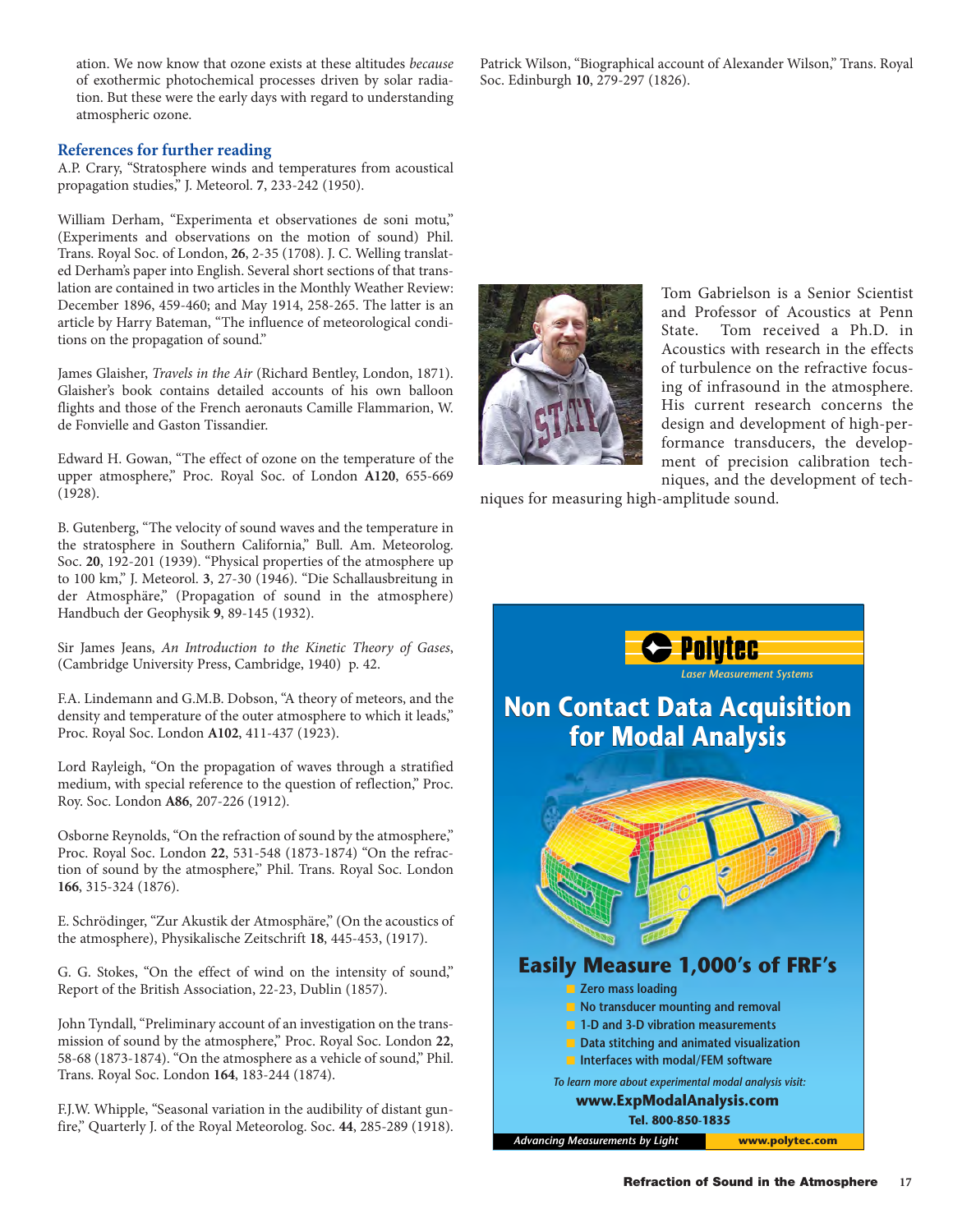ation. We now know that ozone exists at these altitudes *because* of exothermic photochemical processes driven by solar radiation. But these were the early days with regard to understanding atmospheric ozone.

## References for further reading

A.P. Crary, "Stratosphere winds and temperatures from acoustical propagation studies," J. Meteorol. **7**, 233-242 (1950).

William Derham, "Experimenta et observationes de soni motu," (Experiments and observations on the motion of sound) Phil. Trans. Royal Soc. of London, **26**, 2-35 (1708). J. C. Welling translated Derham's paper into English. Several short sections of that translation are contained in two articles in the Monthly Weather Review: December 1896, 459-460; and May 1914, 258-265. The latter is an article by Harry Bateman, "The influence of meteorological conditions on the propagation of sound."

James Glaisher, *Travels in the Air* (Richard Bentley, London, 1871). Glaisher's book contains detailed accounts of his own balloon flights and those of the French aeronauts Camille Flammarion, W. de Fonvielle and Gaston Tissandier.

Edward H. Gowan, "The effect of ozone on the temperature of the upper atmosphere," Proc. Royal Soc. of London **A120**, 655-669 (1928).

B. Gutenberg, "The velocity of sound waves and the temperature in the stratosphere in Southern California," Bull. Am. Meteorolog. Soc. **20**, 192-201 (1939). "Physical properties of the atmosphere up to 100 km," J. Meteorol. **3**, 27-30 (1946). "Die Schallausbreitung in der Atmosphäre," (Propagation of sound in the atmosphere) Handbuch der Geophysik **9**, 89-145 (1932).

Sir James Jeans, *An Introduction to the Kinetic Theory of Gases*, (Cambridge University Press, Cambridge, 1940) p. 42.

F.A. Lindemann and G.M.B. Dobson, "A theory of meteors, and the density and temperature of the outer atmosphere to which it leads," Proc. Royal Soc. London **A102**, 411-437 (1923).

Lord Rayleigh, "On the propagation of waves through a stratified medium, with special reference to the question of reflection," Proc. Roy. Soc. London **A86**, 207-226 (1912).

Osborne Reynolds, "On the refraction of sound by the atmosphere," Proc. Royal Soc. London **22**, 531-548 (1873-1874) "On the refraction of sound by the atmosphere," Phil. Trans. Royal Soc. London **166**, 315-324 (1876).

E. Schrödinger, "Zur Akustik der Atmosphäre," (On the acoustics of the atmosphere), Physikalische Zeitschrift **18**, 445-453, (1917).

G. G. Stokes, "On the effect of wind on the intensity of sound," Report of the British Association, 22-23, Dublin (1857).

John Tyndall, "Preliminary account of an investigation on the transmission of sound by the atmosphere," Proc. Royal Soc. London **22**, 58-68 (1873-1874). "On the atmosphere as a vehicle of sound," Phil. Trans. Royal Soc. London **164**, 183-244 (1874).

F.J.W. Whipple, "Seasonal variation in the audibility of distant gunfire," Quarterly J. of the Royal Meteorolog. Soc. **44**, 285-289 (1918).

Patrick Wilson, "Biographical account of Alexander Wilson," Trans. Royal Soc. Edinburgh **10**, 279-297 (1826).

Tom Gabrielson is a Senior Scientist and Professor of Acoustics at Penn State. Tom received a Ph.D. in Acoustics with research in the effects of turbulence on the refractive focusing of infrasound in the atmosphere. His current research concerns the design and development of high-performance transducers, the development of precision calibration techniques, and the development of techniques for measuring high-amplitude sound.

Polytec
Laser Measurement Systems

Non Contact Data Acquisition for Modal Analysis

Easily Measure 1,000's of FRF's

- Zero mass loading
- No transducer mounting and removal
- 1-D and 3-D vibration measurements
- Data stitching and animated visualization
- Interfaces with modal/FEM software

*To learn more about experimental modal analysis visit:*
**www.ExpModalAnalysis.com**
**Tel. 800-850-1835**

*Advancing Measurements by Light* **www.polytec.com**